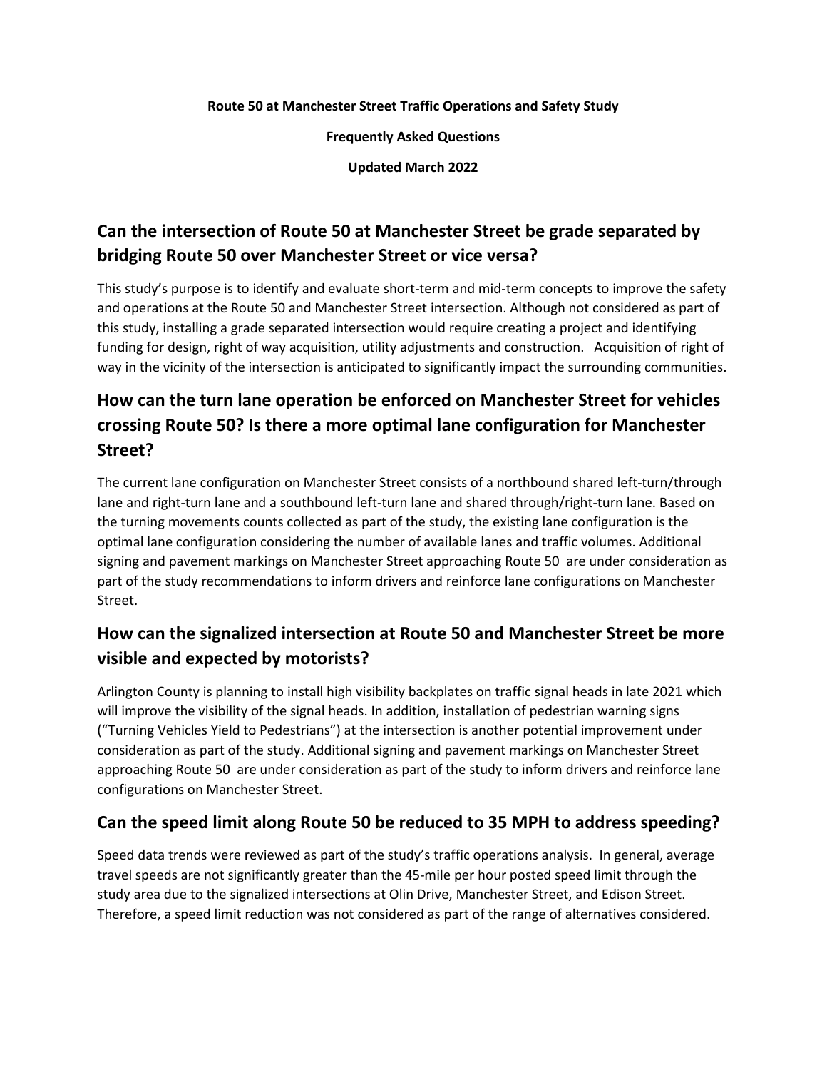**Route 50 at Manchester Street Traffic Operations and Safety Study**

**Frequently Asked Questions**

**Updated March 2022**

## Can the intersection of Route 50 at Manchester Street be grade separated by bridging Route 50 over Manchester Street or vice versa?

This study's purpose is to identify and evaluate short-term and mid-term concepts to improve the safety and operations at the Route 50 and Manchester Street intersection. Although not considered as part of this study, installing a grade separated intersection would require creating a project and identifying funding for design, right of way acquisition, utility adjustments and construction. Acquisition of right of way in the vicinity of the intersection is anticipated to significantly impact the surrounding communities.

## How can the turn lane operation be enforced on Manchester Street for vehicles crossing Route 50? Is there a more optimal lane configuration for Manchester Street?

The current lane configuration on Manchester Street consists of a northbound shared left-turn/through lane and right-turn lane and a southbound left-turn lane and shared through/right-turn lane. Based on the turning movements counts collected as part of the study, the existing lane configuration is the optimal lane configuration considering the number of available lanes and traffic volumes. Additional signing and pavement markings on Manchester Street approaching Route 50 are under consideration as part of the study recommendations to inform drivers and reinforce lane configurations on Manchester Street.

## How can the signalized intersection at Route 50 and Manchester Street be more visible and expected by motorists?

Arlington County is planning to install high visibility backplates on traffic signal heads in late 2021 which will improve the visibility of the signal heads. In addition, installation of pedestrian warning signs ("Turning Vehicles Yield to Pedestrians") at the intersection is another potential improvement under consideration as part of the study. Additional signing and pavement markings on Manchester Street approaching Route 50 are under consideration as part of the study to inform drivers and reinforce lane configurations on Manchester Street.

## Can the speed limit along Route 50 be reduced to 35 MPH to address speeding?

Speed data trends were reviewed as part of the study's traffic operations analysis. In general, average travel speeds are not significantly greater than the 45-mile per hour posted speed limit through the study area due to the signalized intersections at Olin Drive, Manchester Street, and Edison Street. Therefore, a speed limit reduction was not considered as part of the range of alternatives considered.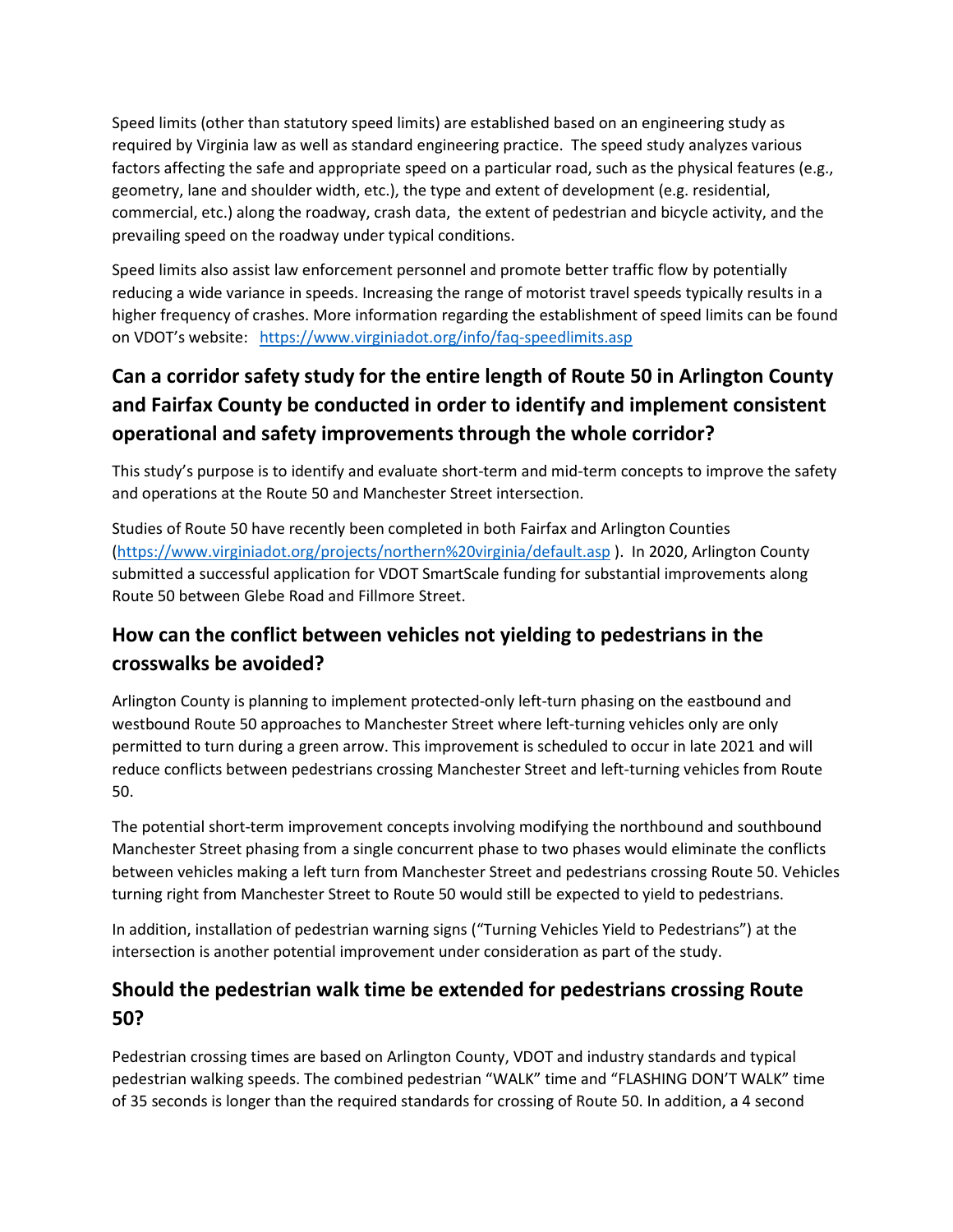Speed limits (other than statutory speed limits) are established based on an engineering study as required by Virginia law as well as standard engineering practice. The speed study analyzes various factors affecting the safe and appropriate speed on a particular road, such as the physical features (e.g., geometry, lane and shoulder width, etc.), the type and extent of development (e.g. residential, commercial, etc.) along the roadway, crash data, the extent of pedestrian and bicycle activity, and the prevailing speed on the roadway under typical conditions.

Speed limits also assist law enforcement personnel and promote better traffic flow by potentially reducing a wide variance in speeds. Increasing the range of motorist travel speeds typically results in a higher frequency of crashes. More information regarding the establishment of speed limits can be found on VDOT's website: https://www.virginiadot.org/info/faq-speedlimits.asp

## Can a corridor safety study for the entire length of Route 50 in Arlington County and Fairfax County be conducted in order to identify and implement consistent operational and safety improvements through the whole corridor?

This study's purpose is to identify and evaluate short-term and mid-term concepts to improve the safety and operations at the Route 50 and Manchester Street intersection.

Studies of Route 50 have recently been completed in both Fairfax and Arlington Counties (https://www.virginiadot.org/projects/northern%20virginia/default.asp ). In 2020, Arlington County submitted a successful application for VDOT SmartScale funding for substantial improvements along Route 50 between Glebe Road and Fillmore Street.

## How can the conflict between vehicles not yielding to pedestrians in the crosswalks be avoided?

Arlington County is planning to implement protected-only left-turn phasing on the eastbound and westbound Route 50 approaches to Manchester Street where left-turning vehicles only are only permitted to turn during a green arrow. This improvement is scheduled to occur in late 2021 and will reduce conflicts between pedestrians crossing Manchester Street and left-turning vehicles from Route 50.

The potential short-term improvement concepts involving modifying the northbound and southbound Manchester Street phasing from a single concurrent phase to two phases would eliminate the conflicts between vehicles making a left turn from Manchester Street and pedestrians crossing Route 50. Vehicles turning right from Manchester Street to Route 50 would still be expected to yield to pedestrians.

In addition, installation of pedestrian warning signs ("Turning Vehicles Yield to Pedestrians") at the intersection is another potential improvement under consideration as part of the study.

## Should the pedestrian walk time be extended for pedestrians crossing Route 50?

Pedestrian crossing times are based on Arlington County, VDOT and industry standards and typical pedestrian walking speeds. The combined pedestrian "WALK" time and "FLASHING DON'T WALK" time of 35 seconds is longer than the required standards for crossing of Route 50. In addition, a 4 second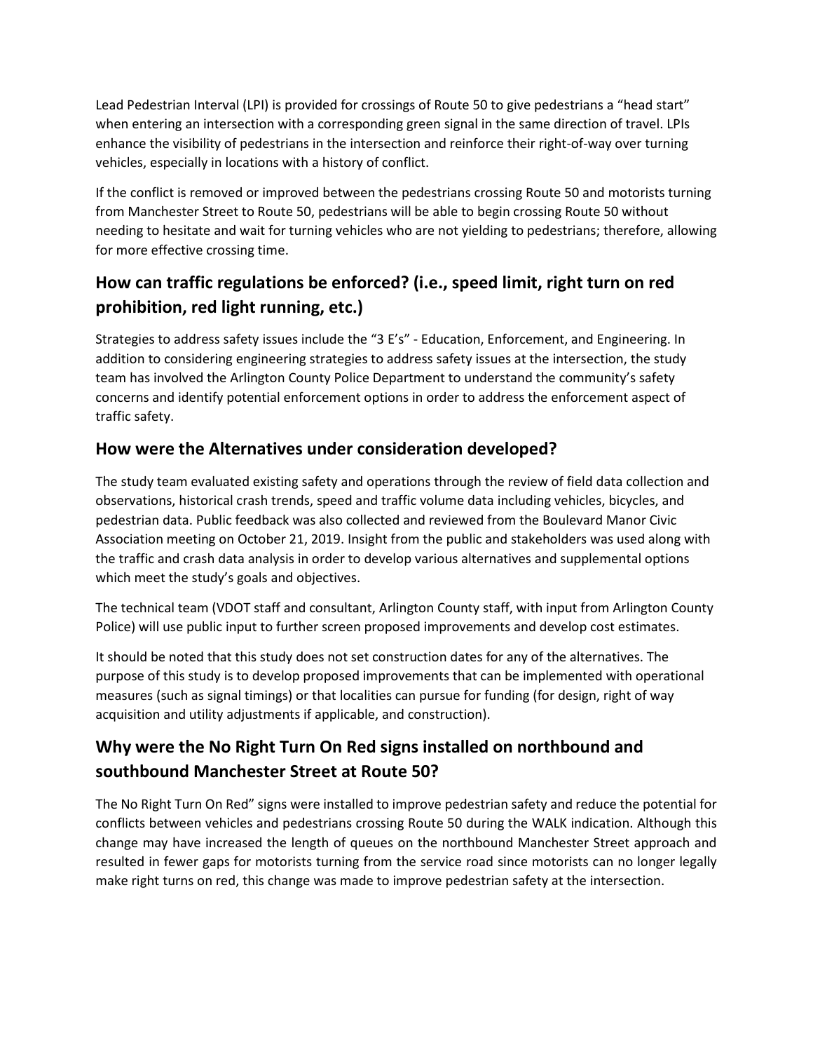Lead Pedestrian Interval (LPI) is provided for crossings of Route 50 to give pedestrians a "head start" when entering an intersection with a corresponding green signal in the same direction of travel. LPIs enhance the visibility of pedestrians in the intersection and reinforce their right-of-way over turning vehicles, especially in locations with a history of conflict.

If the conflict is removed or improved between the pedestrians crossing Route 50 and motorists turning from Manchester Street to Route 50, pedestrians will be able to begin crossing Route 50 without needing to hesitate and wait for turning vehicles who are not yielding to pedestrians; therefore, allowing for more effective crossing time.

## How can traffic regulations be enforced? (i.e., speed limit, right turn on red prohibition, red light running, etc.)

Strategies to address safety issues include the "3 E's" - Education, Enforcement, and Engineering. In addition to considering engineering strategies to address safety issues at the intersection, the study team has involved the Arlington County Police Department to understand the community's safety concerns and identify potential enforcement options in order to address the enforcement aspect of traffic safety.

## How were the Alternatives under consideration developed?

The study team evaluated existing safety and operations through the review of field data collection and observations, historical crash trends, speed and traffic volume data including vehicles, bicycles, and pedestrian data. Public feedback was also collected and reviewed from the Boulevard Manor Civic Association meeting on October 21, 2019. Insight from the public and stakeholders was used along with the traffic and crash data analysis in order to develop various alternatives and supplemental options which meet the study's goals and objectives.

The technical team (VDOT staff and consultant, Arlington County staff, with input from Arlington County Police) will use public input to further screen proposed improvements and develop cost estimates.

It should be noted that this study does not set construction dates for any of the alternatives. The purpose of this study is to develop proposed improvements that can be implemented with operational measures (such as signal timings) or that localities can pursue for funding (for design, right of way acquisition and utility adjustments if applicable, and construction).

## Why were the No Right Turn On Red signs installed on northbound and southbound Manchester Street at Route 50?

The No Right Turn On Red" signs were installed to improve pedestrian safety and reduce the potential for conflicts between vehicles and pedestrians crossing Route 50 during the WALK indication. Although this change may have increased the length of queues on the northbound Manchester Street approach and resulted in fewer gaps for motorists turning from the service road since motorists can no longer legally make right turns on red, this change was made to improve pedestrian safety at the intersection.